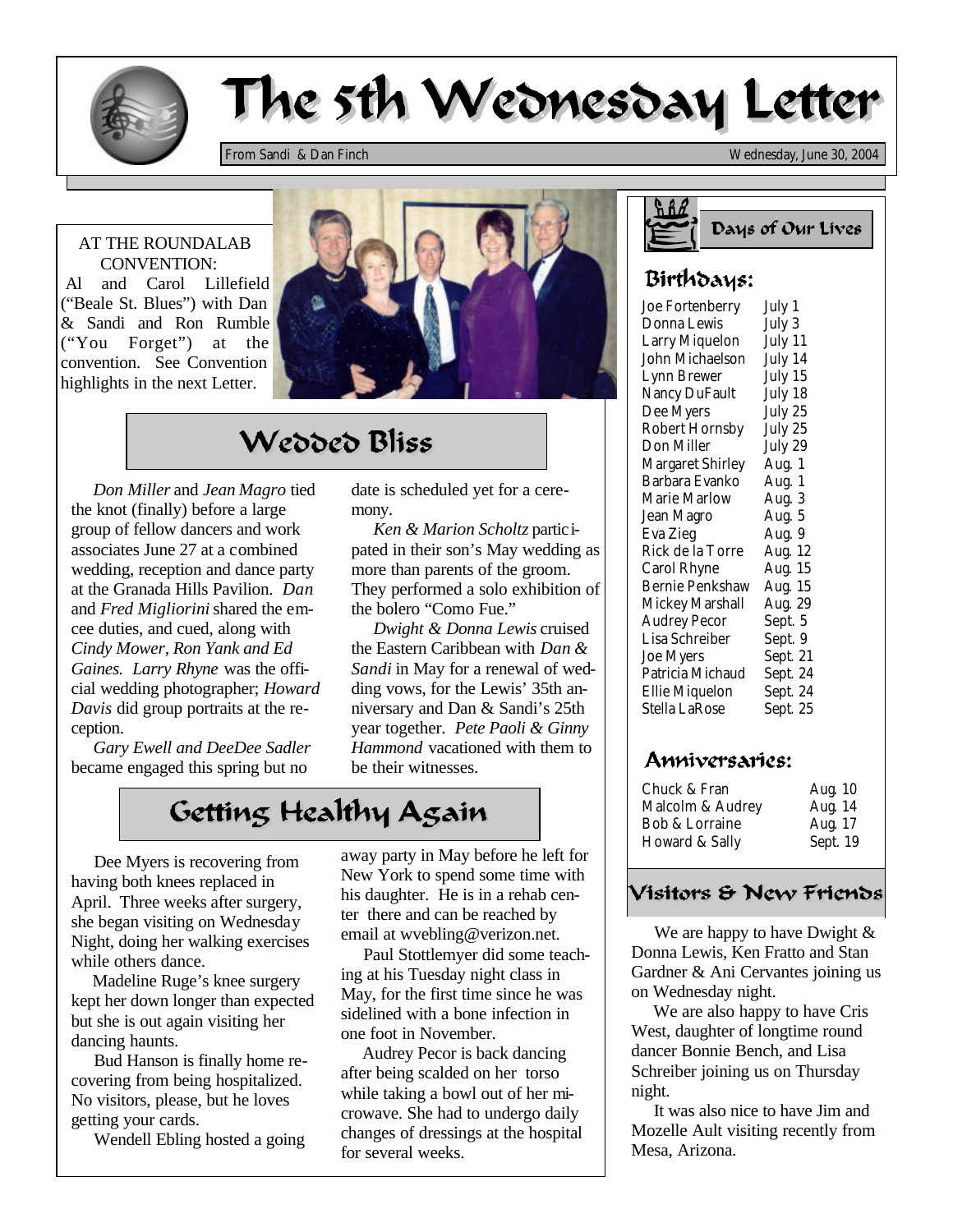# The 5th Wednesday Letter

From Sandi & Dan Finch — Wednesday, June 30, 2004

AT THE ROUNDALAB CONVENTION: Al and Carol Lillefield ("Beale St. Blues") with Dan & Sandi and Ron Rumble ("You Forget") at the convention. See Convention highlights in the next Letter.

## Wedded Bliss

*Don Miller* and *Jean Magro* tied the knot (finally) before a large group of fellow dancers and work associates June 27 at a combined wedding, reception and dance party at the Granada Hills Pavilion. *Dan* and *Fred Migliorini* shared the emcee duties, and cued, along with *Cindy Mower, Ron Yank and Ed Gaines. Larry Rhyne* was the official wedding photographer; *Howard Davis* did group portraits at the reception.

*Gary Ewell and DeeDee Sadler* became engaged this spring but no date is scheduled yet for a ceremony.

*Ken & Marion Scholtz* participated in their son's May wedding as more than parents of the groom. They performed a solo exhibition of the bolero "Como Fue."

*Dwight & Donna Lewis* cruised the Eastern Caribbean with *Dan & Sandi* in May for a renewal of wedding vows, for the Lewis' 35th anniversary and Dan & Sandi's 25th year together. *Pete Paoli & Ginny Hammond* vacationed with them to be their witnesses.

## Getting Healthy Again

Dee Myers is recovering from having both knees replaced in April. Three weeks after surgery, she began visiting on Wednesday Night, doing her walking exercises while others dance.

Madeline Ruge's knee surgery kept her down longer than expected but she is out again visiting her dancing haunts.

Bud Hanson is finally home recovering from being hospitalized. No visitors, please, but he loves getting your cards.

Wendell Ebling hosted a going away party in May before he left for New York to spend some time with his daughter. He is in a rehab center there and can be reached by email at wvebling@verizon.net.

Paul Stottlemyer did some teaching at his Tuesday night class in May, for the first time since he was sidelined with a bone infection in one foot in November.

Audrey Pecor is back dancing after being scalded on her torso while taking a bowl out of her microwave. She had to undergo daily changes of dressings at the hospital for several weeks.

## Days of Our Lives

### Birthdays:

| Name | Date |
|---|---|
| Joe Fortenberry | July 1 |
| Donna Lewis | July 3 |
| Larry Miquelon | July 11 |
| John Michaelson | July 14 |
| Lynn Brewer | July 15 |
| Nancy DuFault | July 18 |
| Dee Myers | July 25 |
| Robert Hornsby | July 25 |
| Don Miller | July 29 |
| Margaret Shirley | Aug. 1 |
| Barbara Evanko | Aug. 1 |
| Marie Marlow | Aug. 3 |
| Jean Magro | Aug. 5 |
| Eva Zieg | Aug. 9 |
| Rick de la Torre | Aug. 12 |
| Carol Rhyne | Aug. 15 |
| Bernie Penkshaw | Aug. 15 |
| Mickey Marshall | Aug. 29 |
| Audrey Pecor | Sept. 5 |
| Lisa Schreiber | Sept. 9 |
| Joe Myers | Sept. 21 |
| Patricia Michaud | Sept. 24 |
| Ellie Miquelon | Sept. 24 |
| Stella LaRose | Sept. 25 |

### Anniversaries:

| Names | Date |
|---|---|
| Chuck & Fran | Aug. 10 |
| Malcolm & Audrey | Aug. 14 |
| Bob & Lorraine | Aug. 17 |
| Howard & Sally | Sept. 19 |

## Visitors & New Friends

We are happy to have Dwight & Donna Lewis, Ken Fratto and Stan Gardner & Ani Cervantes joining us on Wednesday night.

We are also happy to have Cris West, daughter of longtime round dancer Bonnie Bench, and Lisa Schreiber joining us on Thursday night.

It was also nice to have Jim and Mozelle Ault visiting recently from Mesa, Arizona.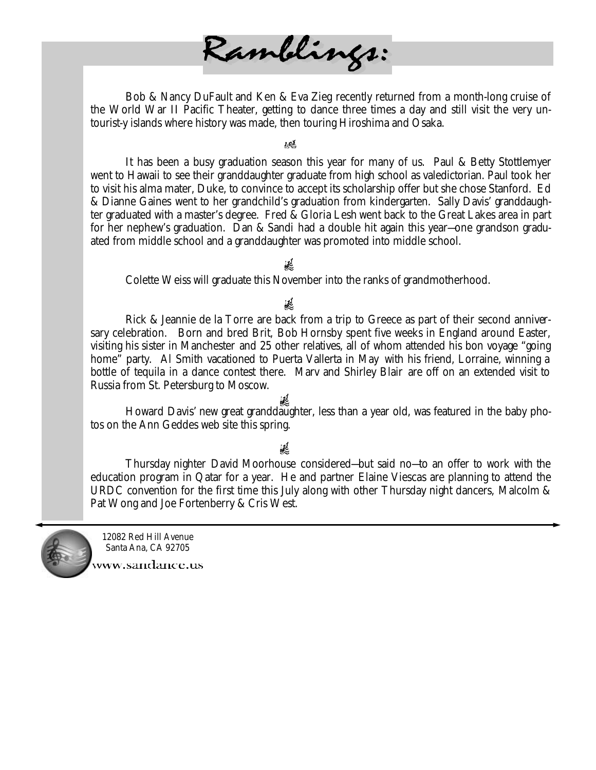# Ramblings:

Bob & Nancy DuFault and Ken & Eva Zieg recently returned from a month-long cruise of the World War II Pacific Theater, getting to dance three times a day and still visit the very un-tourist-y islands where history was made, then touring Hiroshima and Osaka.

It has been a busy graduation season this year for many of us. Paul & Betty Stottlemyer went to Hawaii to see their granddaughter graduate from high school as valedictorian. Paul took her to visit his alma mater, Duke, to convince to accept its scholarship offer but she chose Stanford. Ed & Dianne Gaines went to her grandchild's graduation from kindergarten. Sally Davis' granddaughter graduated with a master's degree. Fred & Gloria Lesh went back to the Great Lakes area in part for her nephew's graduation. Dan & Sandi had a double hit again this year—one grandson graduated from middle school and a granddaughter was promoted into middle school.

Colette Weiss will graduate this November into the ranks of grandmotherhood.

Rick & Jeannie de la Torre are back from a trip to Greece as part of their second anniversary celebration. Born and bred Brit, Bob Hornsby spent five weeks in England around Easter, visiting his sister in Manchester and 25 other relatives, all of whom attended his bon voyage "going home" party. Al Smith vacationed to Puerta Vallerta in May with his friend, Lorraine, winning a bottle of tequila in a dance contest there. Marv and Shirley Blair are off on an extended visit to Russia from St. Petersburg to Moscow.

Howard Davis' new great granddaughter, less than a year old, was featured in the baby photos on the Ann Geddes web site this spring.

Thursday nighter David Moorhouse considered—but said no—to an offer to work with the education program in Qatar for a year. He and partner Elaine Viescas are planning to attend the URDC convention for the first time this July along with other Thursday night dancers, Malcolm & Pat Wong and Joe Fortenberry & Cris West.

12082 Red Hill Avenue
Santa Ana, CA 92705
www.sandance.us